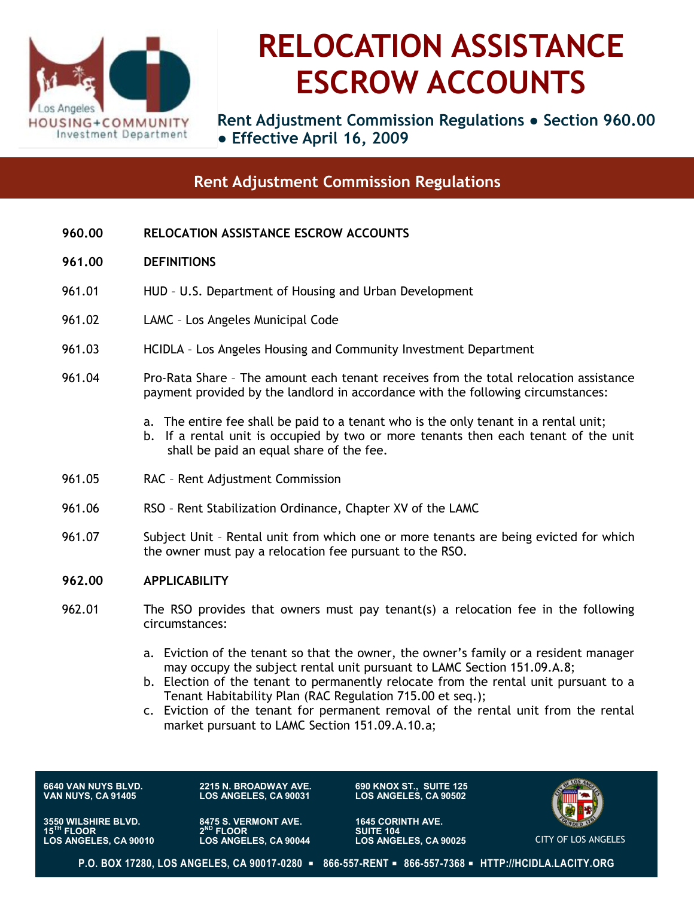# RELOCATION ASSISTANCE ESCROW ACCOUNTS

**Rent Adjustment Commission Regulations ● Section 960.00 ● Effective April 16, 2009**

## Rent Adjustment Commission Regulations

**960.00 RELOCATION ASSISTANCE ESCROW ACCOUNTS**

**961.00 DEFINITIONS**

961.01 HUD – U.S. Department of Housing and Urban Development

961.02 LAMC – Los Angeles Municipal Code

961.03 HCIDLA – Los Angeles Housing and Community Investment Department

961.04 Pro-Rata Share – The amount each tenant receives from the total relocation assistance payment provided by the landlord in accordance with the following circumstances:

a. The entire fee shall be paid to a tenant who is the only tenant in a rental unit;
b. If a rental unit is occupied by two or more tenants then each tenant of the unit shall be paid an equal share of the fee.

961.05 RAC – Rent Adjustment Commission

961.06 RSO – Rent Stabilization Ordinance, Chapter XV of the LAMC

961.07 Subject Unit – Rental unit from which one or more tenants are being evicted for which the owner must pay a relocation fee pursuant to the RSO.

**962.00 APPLICABILITY**

962.01 The RSO provides that owners must pay tenant(s) a relocation fee in the following circumstances:

a. Eviction of the tenant so that the owner, the owner's family or a resident manager may occupy the subject rental unit pursuant to LAMC Section 151.09.A.8;
b. Election of the tenant to permanently relocate from the rental unit pursuant to a Tenant Habitability Plan (RAC Regulation 715.00 et seq.);
c. Eviction of the tenant for permanent removal of the rental unit from the rental market pursuant to LAMC Section 151.09.A.10.a;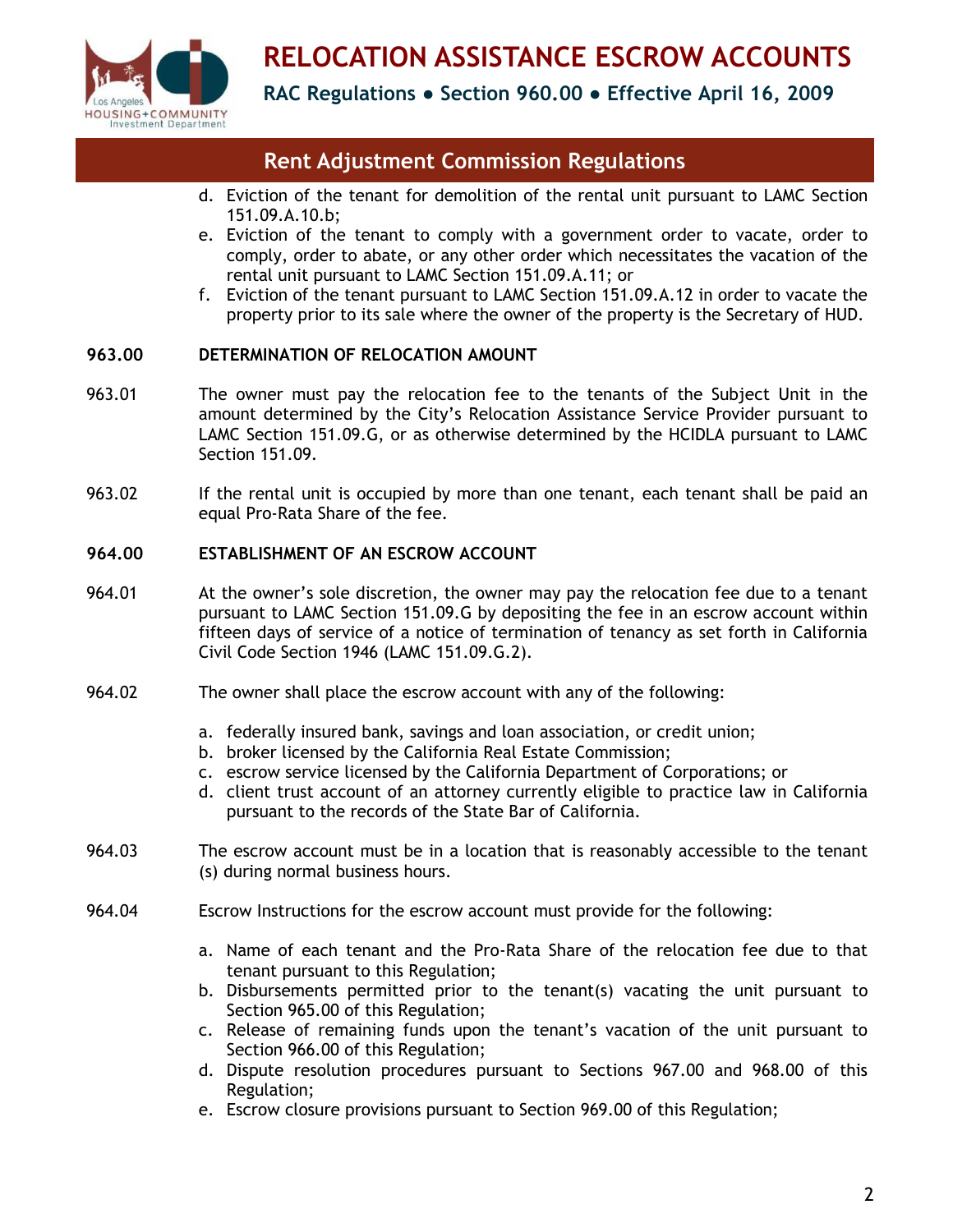d. Eviction of the tenant for demolition of the rental unit pursuant to LAMC Section 151.09.A.10.b;
e. Eviction of the tenant to comply with a government order to vacate, order to comply, order to abate, or any other order which necessitates the vacation of the rental unit pursuant to LAMC Section 151.09.A.11; or
f. Eviction of the tenant pursuant to LAMC Section 151.09.A.12 in order to vacate the property prior to its sale where the owner of the property is the Secretary of HUD.

**963.00 DETERMINATION OF RELOCATION AMOUNT**

963.01 The owner must pay the relocation fee to the tenants of the Subject Unit in the amount determined by the City's Relocation Assistance Service Provider pursuant to LAMC Section 151.09.G, or as otherwise determined by the HCIDLA pursuant to LAMC Section 151.09.

963.02 If the rental unit is occupied by more than one tenant, each tenant shall be paid an equal Pro-Rata Share of the fee.

**964.00 ESTABLISHMENT OF AN ESCROW ACCOUNT**

964.01 At the owner's sole discretion, the owner may pay the relocation fee due to a tenant pursuant to LAMC Section 151.09.G by depositing the fee in an escrow account within fifteen days of service of a notice of termination of tenancy as set forth in California Civil Code Section 1946 (LAMC 151.09.G.2).

964.02 The owner shall place the escrow account with any of the following:

a. federally insured bank, savings and loan association, or credit union;
b. broker licensed by the California Real Estate Commission;
c. escrow service licensed by the California Department of Corporations; or
d. client trust account of an attorney currently eligible to practice law in California pursuant to the records of the State Bar of California.

964.03 The escrow account must be in a location that is reasonably accessible to the tenant (s) during normal business hours.

964.04 Escrow Instructions for the escrow account must provide for the following:

a. Name of each tenant and the Pro-Rata Share of the relocation fee due to that tenant pursuant to this Regulation;
b. Disbursements permitted prior to the tenant(s) vacating the unit pursuant to Section 965.00 of this Regulation;
c. Release of remaining funds upon the tenant's vacation of the unit pursuant to Section 966.00 of this Regulation;
d. Dispute resolution procedures pursuant to Sections 967.00 and 968.00 of this Regulation;
e. Escrow closure provisions pursuant to Section 969.00 of this Regulation;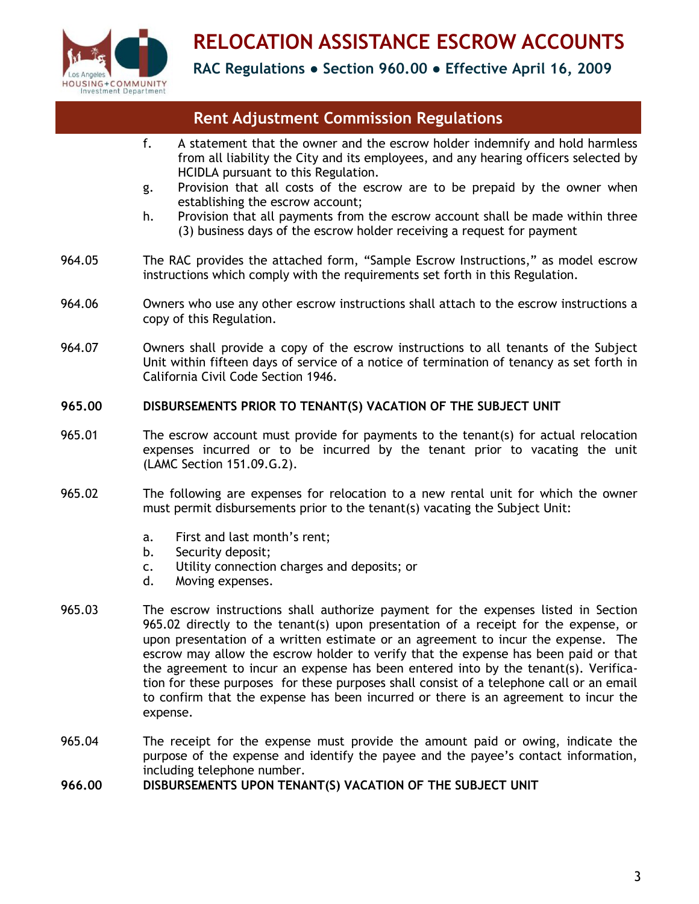f. A statement that the owner and the escrow holder indemnify and hold harmless from all liability the City and its employees, and any hearing officers selected by HCIDLA pursuant to this Regulation.

g. Provision that all costs of the escrow are to be prepaid by the owner when establishing the escrow account;

h. Provision that all payments from the escrow account shall be made within three (3) business days of the escrow holder receiving a request for payment

964.05 The RAC provides the attached form, "Sample Escrow Instructions," as model escrow instructions which comply with the requirements set forth in this Regulation.

964.06 Owners who use any other escrow instructions shall attach to the escrow instructions a copy of this Regulation.

964.07 Owners shall provide a copy of the escrow instructions to all tenants of the Subject Unit within fifteen days of service of a notice of termination of tenancy as set forth in California Civil Code Section 1946.

**965.00 DISBURSEMENTS PRIOR TO TENANT(S) VACATION OF THE SUBJECT UNIT**

965.01 The escrow account must provide for payments to the tenant(s) for actual relocation expenses incurred or to be incurred by the tenant prior to vacating the unit (LAMC Section 151.09.G.2).

965.02 The following are expenses for relocation to a new rental unit for which the owner must permit disbursements prior to the tenant(s) vacating the Subject Unit:

a. First and last month's rent;
b. Security deposit;
c. Utility connection charges and deposits; or
d. Moving expenses.

965.03 The escrow instructions shall authorize payment for the expenses listed in Section 965.02 directly to the tenant(s) upon presentation of a receipt for the expense, or upon presentation of a written estimate or an agreement to incur the expense. The escrow may allow the escrow holder to verify that the expense has been paid or that the agreement to incur an expense has been entered into by the tenant(s). Verification for these purposes for these purposes shall consist of a telephone call or an email to confirm that the expense has been incurred or there is an agreement to incur the expense.

965.04 The receipt for the expense must provide the amount paid or owing, indicate the purpose of the expense and identify the payee and the payee's contact information, including telephone number.

**966.00 DISBURSEMENTS UPON TENANT(S) VACATION OF THE SUBJECT UNIT**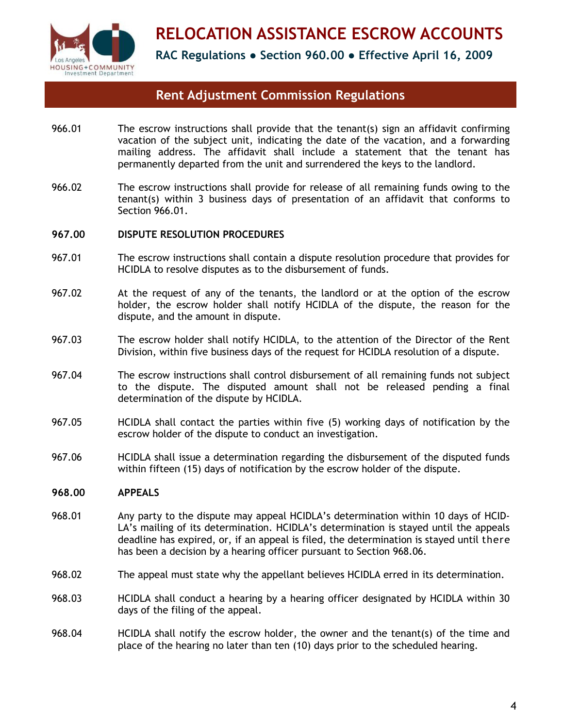966.01 The escrow instructions shall provide that the tenant(s) sign an affidavit confirming vacation of the subject unit, indicating the date of the vacation, and a forwarding mailing address. The affidavit shall include a statement that the tenant has permanently departed from the unit and surrendered the keys to the landlord.

966.02 The escrow instructions shall provide for release of all remaining funds owing to the tenant(s) within 3 business days of presentation of an affidavit that conforms to Section 966.01.

**967.00 DISPUTE RESOLUTION PROCEDURES**

967.01 The escrow instructions shall contain a dispute resolution procedure that provides for HCIDLA to resolve disputes as to the disbursement of funds.

967.02 At the request of any of the tenants, the landlord or at the option of the escrow holder, the escrow holder shall notify HCIDLA of the dispute, the reason for the dispute, and the amount in dispute.

967.03 The escrow holder shall notify HCIDLA, to the attention of the Director of the Rent Division, within five business days of the request for HCIDLA resolution of a dispute.

967.04 The escrow instructions shall control disbursement of all remaining funds not subject to the dispute. The disputed amount shall not be released pending a final determination of the dispute by HCIDLA.

967.05 HCIDLA shall contact the parties within five (5) working days of notification by the escrow holder of the dispute to conduct an investigation.

967.06 HCIDLA shall issue a determination regarding the disbursement of the disputed funds within fifteen (15) days of notification by the escrow holder of the dispute.

**968.00 APPEALS**

968.01 Any party to the dispute may appeal HCIDLA's determination within 10 days of HCID-LA's mailing of its determination. HCIDLA's determination is stayed until the appeals deadline has expired, or, if an appeal is filed, the determination is stayed until there has been a decision by a hearing officer pursuant to Section 968.06.

968.02 The appeal must state why the appellant believes HCIDLA erred in its determination.

968.03 HCIDLA shall conduct a hearing by a hearing officer designated by HCIDLA within 30 days of the filing of the appeal.

968.04 HCIDLA shall notify the escrow holder, the owner and the tenant(s) of the time and place of the hearing no later than ten (10) days prior to the scheduled hearing.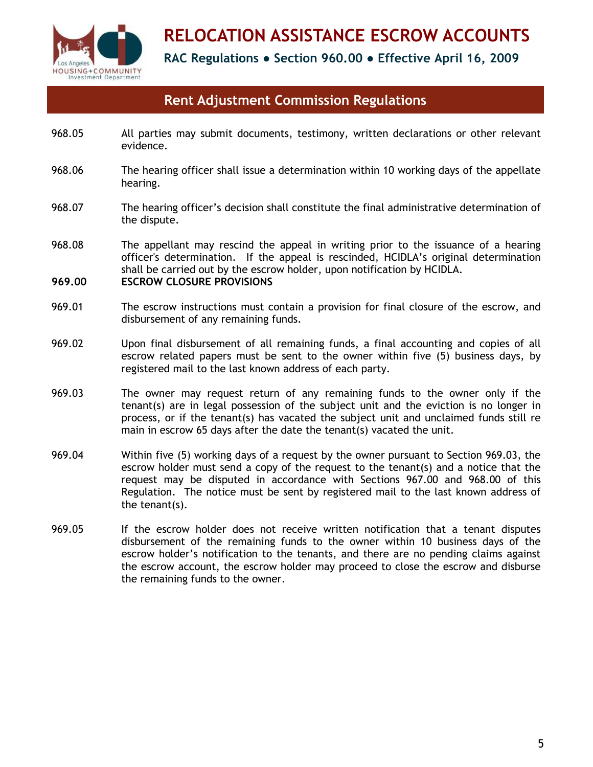968.05 All parties may submit documents, testimony, written declarations or other relevant evidence.

968.06 The hearing officer shall issue a determination within 10 working days of the appellate hearing.

968.07 The hearing officer's decision shall constitute the final administrative determination of the dispute.

968.08 The appellant may rescind the appeal in writing prior to the issuance of a hearing officer's determination. If the appeal is rescinded, HCIDLA's original determination shall be carried out by the escrow holder, upon notification by HCIDLA.

**969.00 ESCROW CLOSURE PROVISIONS**

969.01 The escrow instructions must contain a provision for final closure of the escrow, and disbursement of any remaining funds.

969.02 Upon final disbursement of all remaining funds, a final accounting and copies of all escrow related papers must be sent to the owner within five (5) business days, by registered mail to the last known address of each party.

969.03 The owner may request return of any remaining funds to the owner only if the tenant(s) are in legal possession of the subject unit and the eviction is no longer in process, or if the tenant(s) has vacated the subject unit and unclaimed funds still re main in escrow 65 days after the date the tenant(s) vacated the unit.

969.04 Within five (5) working days of a request by the owner pursuant to Section 969.03, the escrow holder must send a copy of the request to the tenant(s) and a notice that the request may be disputed in accordance with Sections 967.00 and 968.00 of this Regulation. The notice must be sent by registered mail to the last known address of the tenant(s).

969.05 If the escrow holder does not receive written notification that a tenant disputes disbursement of the remaining funds to the owner within 10 business days of the escrow holder's notification to the tenants, and there are no pending claims against the escrow account, the escrow holder may proceed to close the escrow and disburse the remaining funds to the owner.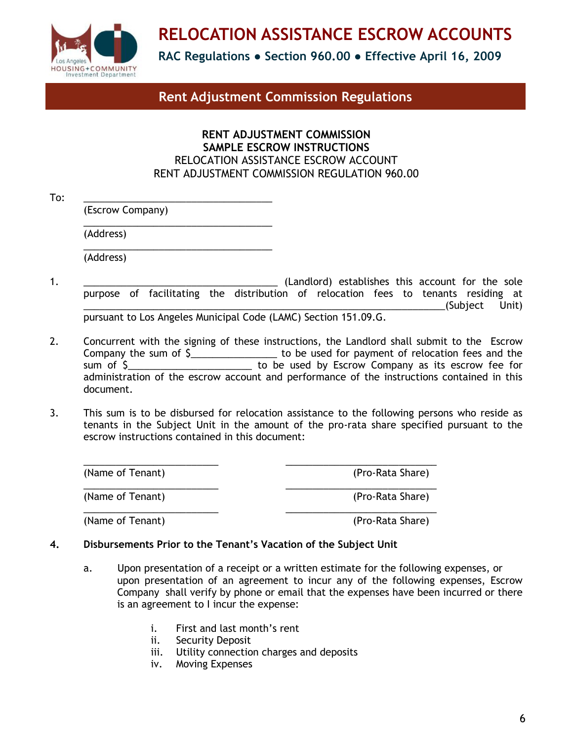## Rent Adjustment Commission Regulations

**RENT ADJUSTMENT COMMISSION**
**SAMPLE ESCROW INSTRUCTIONS**
RELOCATION ASSISTANCE ESCROW ACCOUNT
RENT ADJUSTMENT COMMISSION REGULATION 960.00

To: ___________________________________
(Escrow Company)
___________________________________
(Address)
___________________________________
(Address)

1. ___________________________________ (Landlord) establishes this account for the sole purpose of facilitating the distribution of relocation fees to tenants residing at ___________________________________(Subject Unit) pursuant to Los Angeles Municipal Code (LAMC) Section 151.09.G.

2. Concurrent with the signing of these instructions, the Landlord shall submit to the Escrow Company the sum of $_______________ to be used for payment of relocation fees and the sum of $______________________ to be used by Escrow Company as its escrow fee for administration of the escrow account and performance of the instructions contained in this document.

3. This sum is to be disbursed for relocation assistance to the following persons who reside as tenants in the Subject Unit in the amount of the pro-rata share specified pursuant to the escrow instructions contained in this document:

| | |
|---|---|
| _________________________ (Name of Tenant) | _________________________ (Pro-Rata Share) |
| _________________________ (Name of Tenant) | _________________________ (Pro-Rata Share) |
| _________________________ (Name of Tenant) | _________________________ (Pro-Rata Share) |

4. **Disbursements Prior to the Tenant's Vacation of the Subject Unit**

   a. Upon presentation of a receipt or a written estimate for the following expenses, or upon presentation of an agreement to incur any of the following expenses, Escrow Company shall verify by phone or email that the expenses have been incurred or there is an agreement to I incur the expense:

      i. First and last month's rent
      ii. Security Deposit
      iii. Utility connection charges and deposits
      iv. Moving Expenses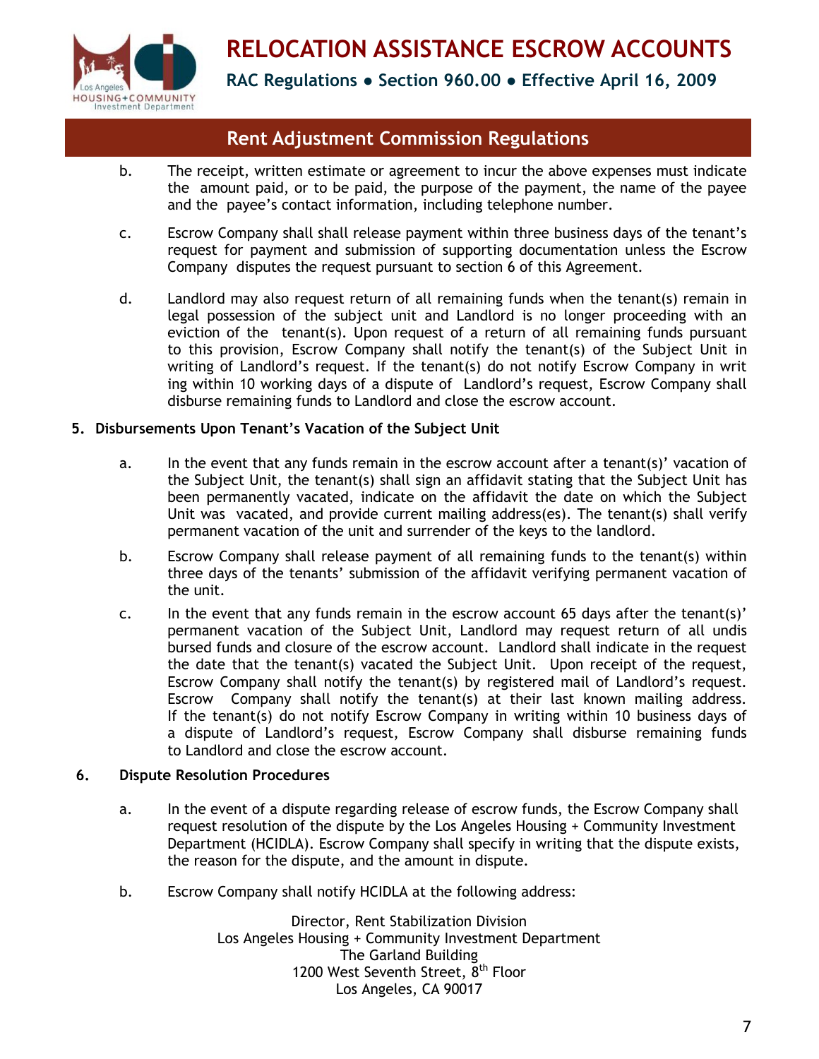b. The receipt, written estimate or agreement to incur the above expenses must indicate the amount paid, or to be paid, the purpose of the payment, the name of the payee and the payee's contact information, including telephone number.

c. Escrow Company shall shall release payment within three business days of the tenant's request for payment and submission of supporting documentation unless the Escrow Company disputes the request pursuant to section 6 of this Agreement.

d. Landlord may also request return of all remaining funds when the tenant(s) remain in legal possession of the subject unit and Landlord is no longer proceeding with an eviction of the tenant(s). Upon request of a return of all remaining funds pursuant to this provision, Escrow Company shall notify the tenant(s) of the Subject Unit in writing of Landlord's request. If the tenant(s) do not notify Escrow Company in writ ing within 10 working days of a dispute of Landlord's request, Escrow Company shall disburse remaining funds to Landlord and close the escrow account.

**5. Disbursements Upon Tenant's Vacation of the Subject Unit**

a. In the event that any funds remain in the escrow account after a tenant(s)' vacation of the Subject Unit, the tenant(s) shall sign an affidavit stating that the Subject Unit has been permanently vacated, indicate on the affidavit the date on which the Subject Unit was vacated, and provide current mailing address(es). The tenant(s) shall verify permanent vacation of the unit and surrender of the keys to the landlord.

b. Escrow Company shall release payment of all remaining funds to the tenant(s) within three days of the tenants' submission of the affidavit verifying permanent vacation of the unit.

c. In the event that any funds remain in the escrow account 65 days after the tenant(s)' permanent vacation of the Subject Unit, Landlord may request return of all undis bursed funds and closure of the escrow account. Landlord shall indicate in the request the date that the tenant(s) vacated the Subject Unit. Upon receipt of the request, Escrow Company shall notify the tenant(s) by registered mail of Landlord's request. Escrow Company shall notify the tenant(s) at their last known mailing address. If the tenant(s) do not notify Escrow Company in writing within 10 business days of a dispute of Landlord's request, Escrow Company shall disburse remaining funds to Landlord and close the escrow account.

**6. Dispute Resolution Procedures**

a. In the event of a dispute regarding release of escrow funds, the Escrow Company shall request resolution of the dispute by the Los Angeles Housing + Community Investment Department (HCIDLA). Escrow Company shall specify in writing that the dispute exists, the reason for the dispute, and the amount in dispute.

b. Escrow Company shall notify HCIDLA at the following address:

Director, Rent Stabilization Division
Los Angeles Housing + Community Investment Department
The Garland Building
1200 West Seventh Street, 8th Floor
Los Angeles, CA 90017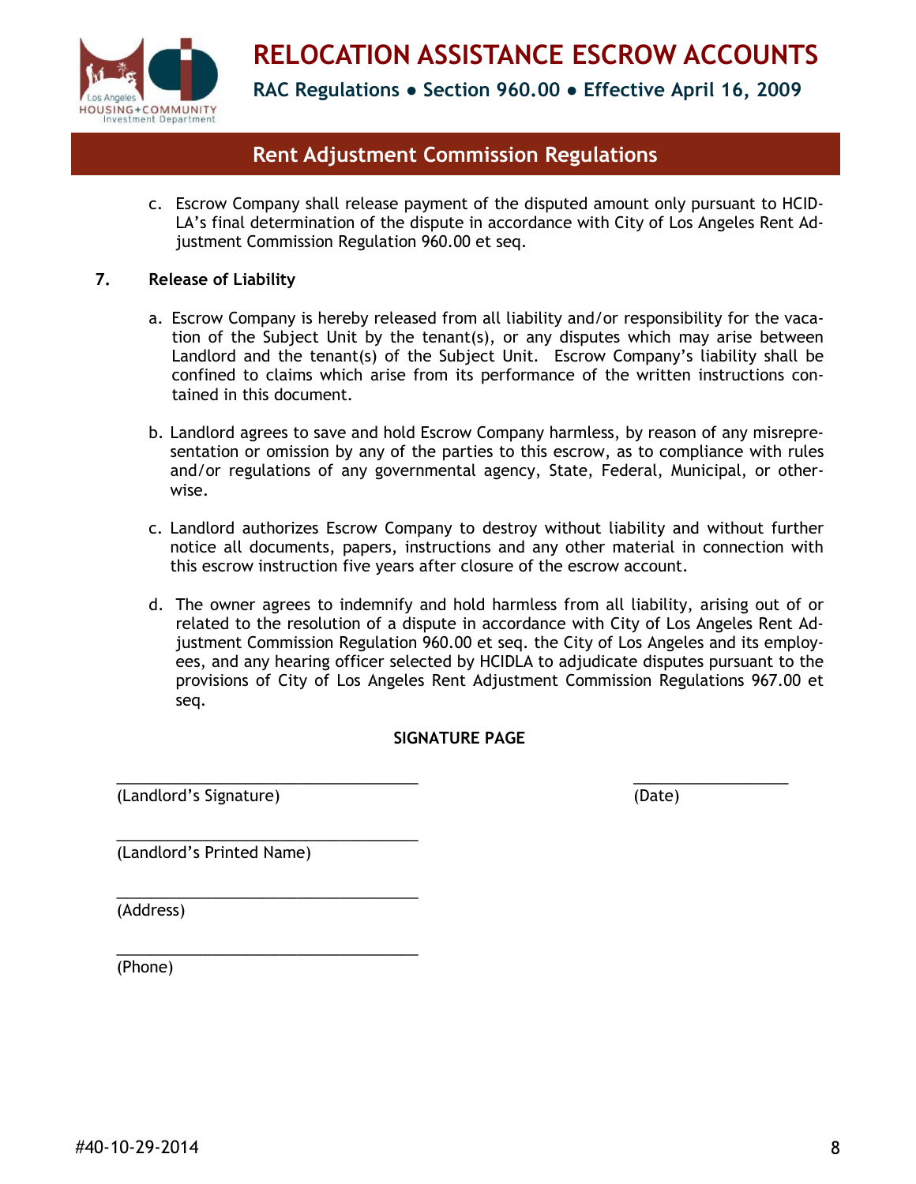c. Escrow Company shall release payment of the disputed amount only pursuant to HCID-LA's final determination of the dispute in accordance with City of Los Angeles Rent Adjustment Commission Regulation 960.00 et seq.

**7. Release of Liability**

a. Escrow Company is hereby released from all liability and/or responsibility for the vacation of the Subject Unit by the tenant(s), or any disputes which may arise between Landlord and the tenant(s) of the Subject Unit. Escrow Company's liability shall be confined to claims which arise from its performance of the written instructions contained in this document.

b. Landlord agrees to save and hold Escrow Company harmless, by reason of any misrepresentation or omission by any of the parties to this escrow, as to compliance with rules and/or regulations of any governmental agency, State, Federal, Municipal, or otherwise.

c. Landlord authorizes Escrow Company to destroy without liability and without further notice all documents, papers, instructions and any other material in connection with this escrow instruction five years after closure of the escrow account.

d. The owner agrees to indemnify and hold harmless from all liability, arising out of or related to the resolution of a dispute in accordance with City of Los Angeles Rent Adjustment Commission Regulation 960.00 et seq. the City of Los Angeles and its employees, and any hearing officer selected by HCIDLA to adjudicate disputes pursuant to the provisions of City of Los Angeles Rent Adjustment Commission Regulations 967.00 et seq.

**SIGNATURE PAGE**

___________________________________ ____________________
(Landlord's Signature) (Date)

___________________________________
(Landlord's Printed Name)

___________________________________
(Address)

___________________________________
(Phone)

#40-10-29-2014